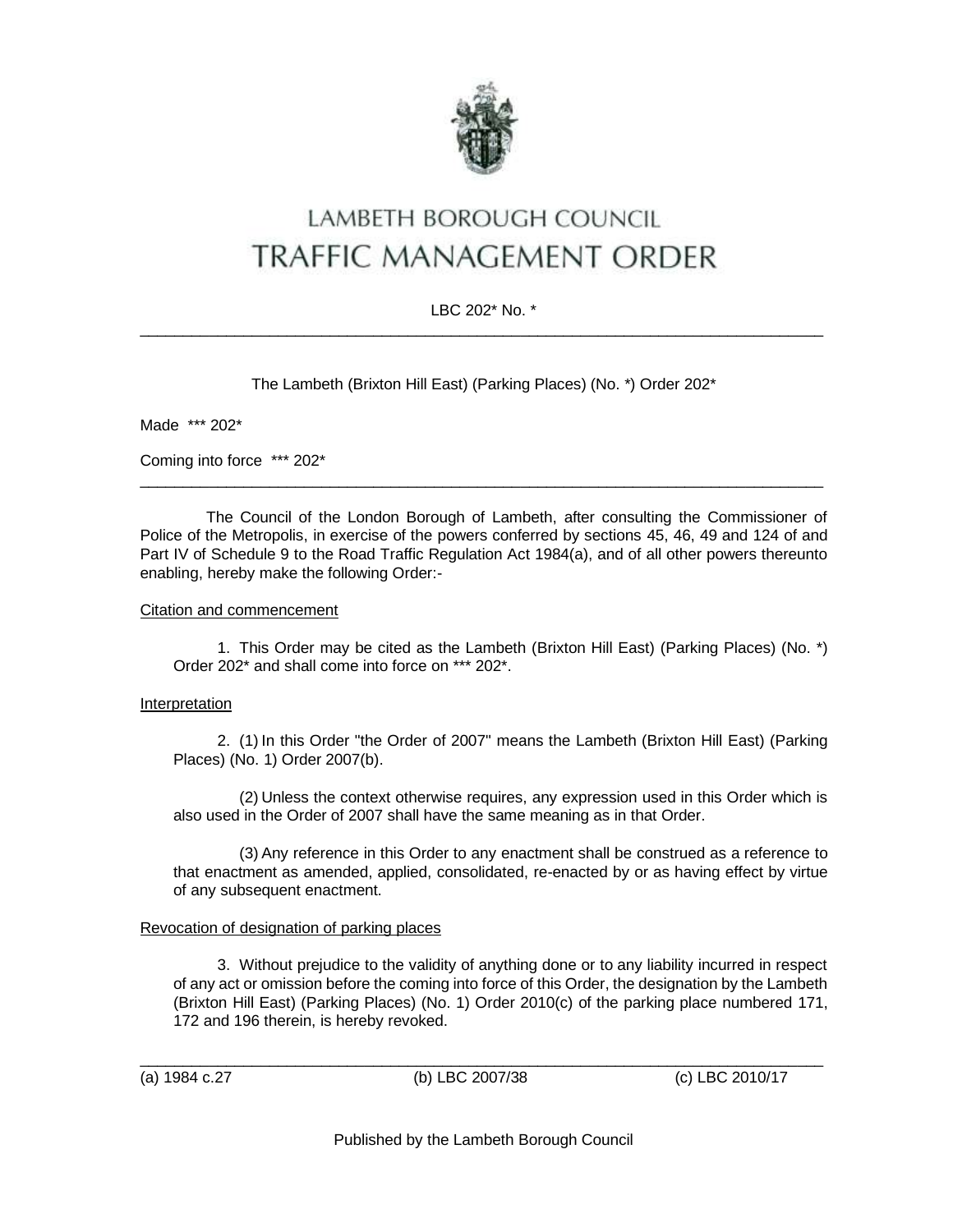# LAMBETH BOROUGH COUNCIL
# TRAFFIC MANAGEMENT ORDER

LBC 202* No. *

---

The Lambeth (Brixton Hill East) (Parking Places) (No. *) Order 202*

Made *** 202*

Coming into force *** 202*

---

The Council of the London Borough of Lambeth, after consulting the Commissioner of Police of the Metropolis, in exercise of the powers conferred by sections 45, 46, 49 and 124 of and Part IV of Schedule 9 to the Road Traffic Regulation Act 1984(a), and of all other powers thereunto enabling, hereby make the following Order:-

Citation and commencement

1. This Order may be cited as the Lambeth (Brixton Hill East) (Parking Places) (No. *) Order 202* and shall come into force on *** 202*.

Interpretation

2. (1) In this Order "the Order of 2007" means the Lambeth (Brixton Hill East) (Parking Places) (No. 1) Order 2007(b).

(2) Unless the context otherwise requires, any expression used in this Order which is also used in the Order of 2007 shall have the same meaning as in that Order.

(3) Any reference in this Order to any enactment shall be construed as a reference to that enactment as amended, applied, consolidated, re-enacted by or as having effect by virtue of any subsequent enactment.

Revocation of designation of parking places

3. Without prejudice to the validity of anything done or to any liability incurred in respect of any act or omission before the coming into force of this Order, the designation by the Lambeth (Brixton Hill East) (Parking Places) (No. 1) Order 2010(c) of the parking place numbered 171, 172 and 196 therein, is hereby revoked.

---

(a) 1984 c.27 (b) LBC 2007/38 (c) LBC 2010/17

Published by the Lambeth Borough Council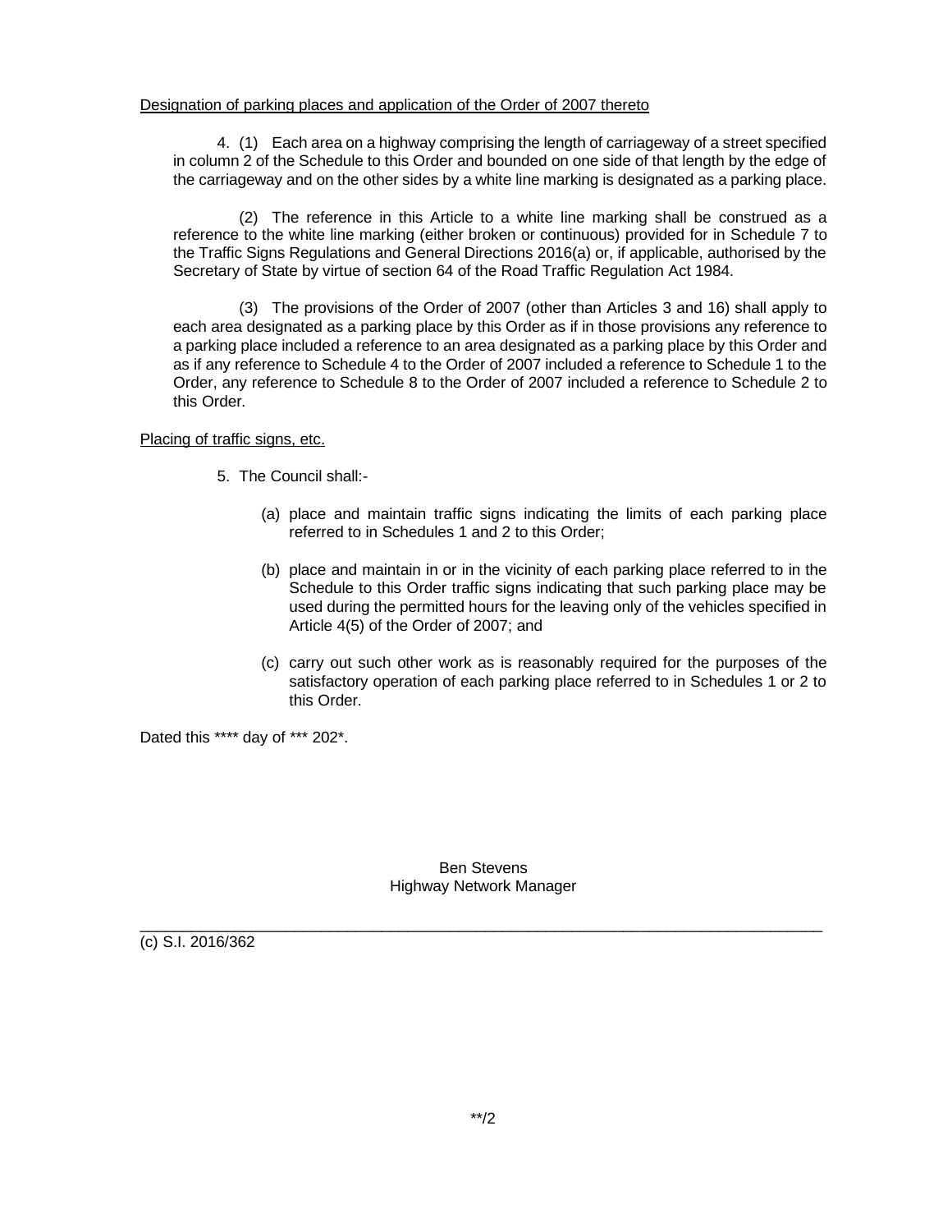<u>Designation of parking places and application of the Order of 2007 thereto</u>

4. (1) Each area on a highway comprising the length of carriageway of a street specified in column 2 of the Schedule to this Order and bounded on one side of that length by the edge of the carriageway and on the other sides by a white line marking is designated as a parking place.

(2) The reference in this Article to a white line marking shall be construed as a reference to the white line marking (either broken or continuous) provided for in Schedule 7 to the Traffic Signs Regulations and General Directions 2016(a) or, if applicable, authorised by the Secretary of State by virtue of section 64 of the Road Traffic Regulation Act 1984.

(3) The provisions of the Order of 2007 (other than Articles 3 and 16) shall apply to each area designated as a parking place by this Order as if in those provisions any reference to a parking place included a reference to an area designated as a parking place by this Order and as if any reference to Schedule 4 to the Order of 2007 included a reference to Schedule 1 to the Order, any reference to Schedule 8 to the Order of 2007 included a reference to Schedule 2 to this Order.

<u>Placing of traffic signs, etc.</u>

5. The Council shall:-

(a) place and maintain traffic signs indicating the limits of each parking place referred to in Schedules 1 and 2 to this Order;

(b) place and maintain in or in the vicinity of each parking place referred to in the Schedule to this Order traffic signs indicating that such parking place may be used during the permitted hours for the leaving only of the vehicles specified in Article 4(5) of the Order of 2007; and

(c) carry out such other work as is reasonably required for the purposes of the satisfactory operation of each parking place referred to in Schedules 1 or 2 to this Order.

Dated this **** day of *** 202*.

Ben Stevens
Highway Network Manager

---

(c) S.I. 2016/362

**/2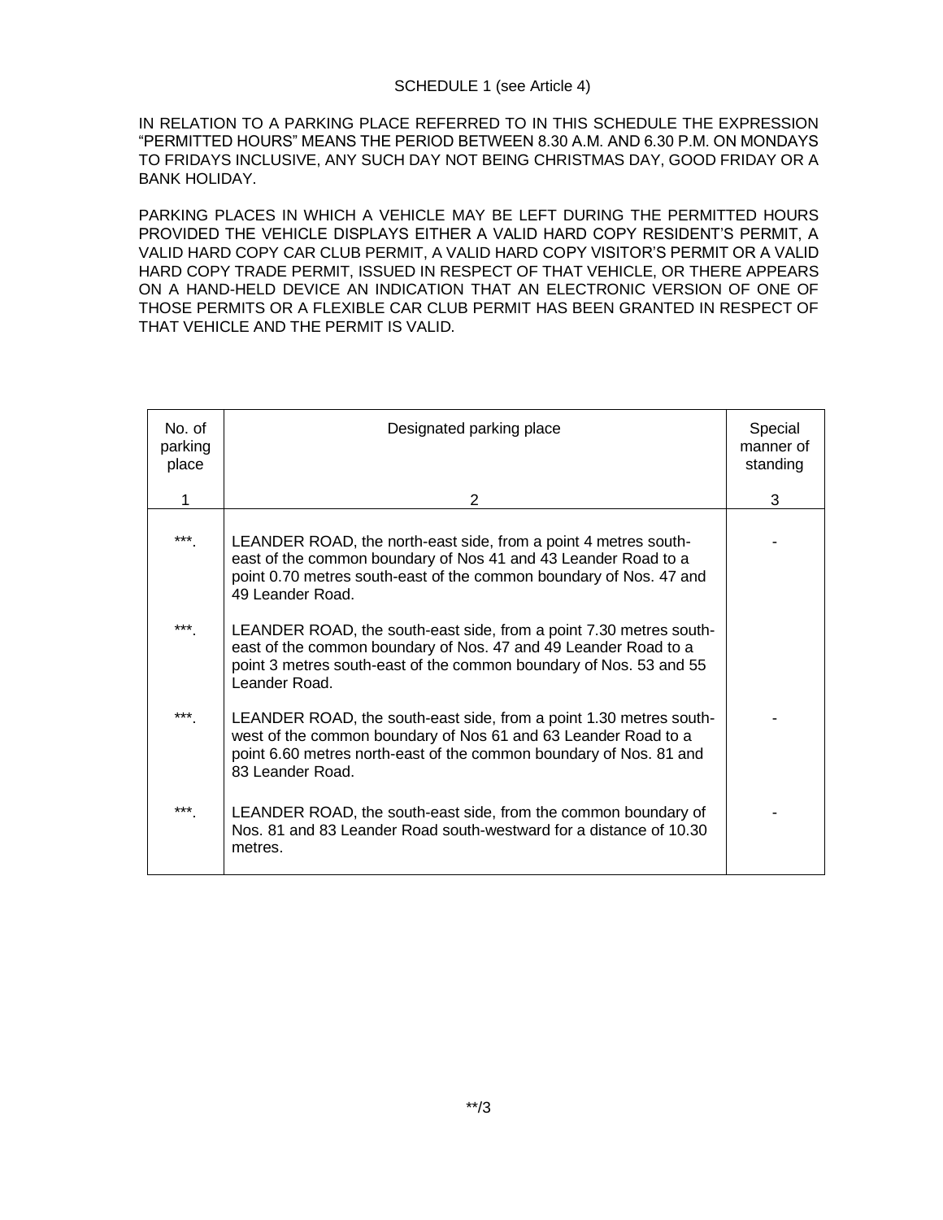SCHEDULE 1 (see Article 4)

IN RELATION TO A PARKING PLACE REFERRED TO IN THIS SCHEDULE THE EXPRESSION "PERMITTED HOURS" MEANS THE PERIOD BETWEEN 8.30 A.M. AND 6.30 P.M. ON MONDAYS TO FRIDAYS INCLUSIVE, ANY SUCH DAY NOT BEING CHRISTMAS DAY, GOOD FRIDAY OR A BANK HOLIDAY.

PARKING PLACES IN WHICH A VEHICLE MAY BE LEFT DURING THE PERMITTED HOURS PROVIDED THE VEHICLE DISPLAYS EITHER A VALID HARD COPY RESIDENT'S PERMIT, A VALID HARD COPY CAR CLUB PERMIT, A VALID HARD COPY VISITOR'S PERMIT OR A VALID HARD COPY TRADE PERMIT, ISSUED IN RESPECT OF THAT VEHICLE, OR THERE APPEARS ON A HAND-HELD DEVICE AN INDICATION THAT AN ELECTRONIC VERSION OF ONE OF THOSE PERMITS OR A FLEXIBLE CAR CLUB PERMIT HAS BEEN GRANTED IN RESPECT OF THAT VEHICLE AND THE PERMIT IS VALID.

| No. of parking place | Designated parking place | Special manner of standing |
|---|---|---|
| 1 | 2 | 3 |
| ***. | LEANDER ROAD, the north-east side, from a point 4 metres south-east of the common boundary of Nos 41 and 43 Leander Road to a point 0.70 metres south-east of the common boundary of Nos. 47 and 49 Leander Road. | - |
| ***. | LEANDER ROAD, the south-east side, from a point 7.30 metres south-east of the common boundary of Nos. 47 and 49 Leander Road to a point 3 metres south-east of the common boundary of Nos. 53 and 55 Leander Road. | |
| ***. | LEANDER ROAD, the south-east side, from a point 1.30 metres south-west of the common boundary of Nos 61 and 63 Leander Road to a point 6.60 metres north-east of the common boundary of Nos. 81 and 83 Leander Road. | - |
| ***. | LEANDER ROAD, the south-east side, from the common boundary of Nos. 81 and 83 Leander Road south-westward for a distance of 10.30 metres. | - |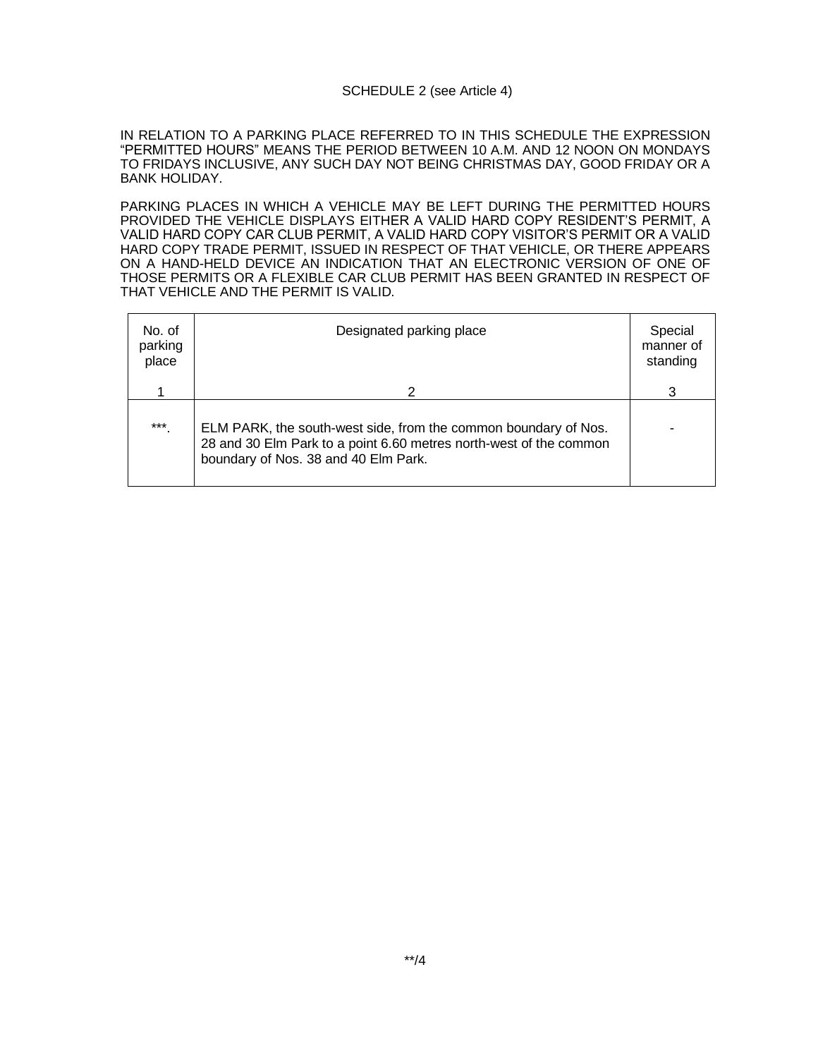SCHEDULE 2 (see Article 4)

IN RELATION TO A PARKING PLACE REFERRED TO IN THIS SCHEDULE THE EXPRESSION "PERMITTED HOURS" MEANS THE PERIOD BETWEEN 10 A.M. AND 12 NOON ON MONDAYS TO FRIDAYS INCLUSIVE, ANY SUCH DAY NOT BEING CHRISTMAS DAY, GOOD FRIDAY OR A BANK HOLIDAY.

PARKING PLACES IN WHICH A VEHICLE MAY BE LEFT DURING THE PERMITTED HOURS PROVIDED THE VEHICLE DISPLAYS EITHER A VALID HARD COPY RESIDENT'S PERMIT, A VALID HARD COPY CAR CLUB PERMIT, A VALID HARD COPY VISITOR'S PERMIT OR A VALID HARD COPY TRADE PERMIT, ISSUED IN RESPECT OF THAT VEHICLE, OR THERE APPEARS ON A HAND-HELD DEVICE AN INDICATION THAT AN ELECTRONIC VERSION OF ONE OF THOSE PERMITS OR A FLEXIBLE CAR CLUB PERMIT HAS BEEN GRANTED IN RESPECT OF THAT VEHICLE AND THE PERMIT IS VALID.

| No. of parking place | Designated parking place | Special manner of standing |
|---|---|---|
| 1 | 2 | 3 |
| ***. | ELM PARK, the south-west side, from the common boundary of Nos. 28 and 30 Elm Park to a point 6.60 metres north-west of the common boundary of Nos. 38 and 40 Elm Park. | - |